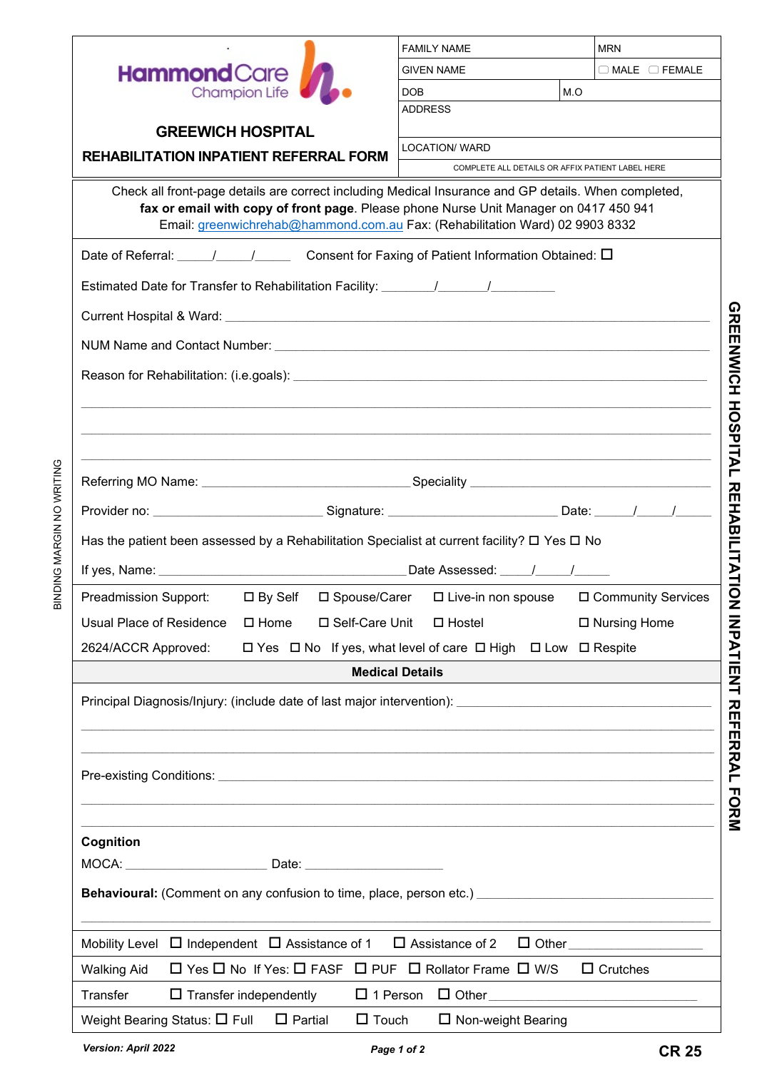HammondCare Champion Life

# GREEWICH HOSPITAL

## REHABILITATION INPATIENT REFERRAL FORM

| FAMILY NAME | | MRN |
|---|---|---|
| GIVEN NAME | | ☐ MALE ☐ FEMALE |
| DOB | M.O | |
| ADDRESS | | |
| LOCATION/ WARD | | |
| COMPLETE ALL DETAILS OR AFFIX PATIENT LABEL HERE | | |

Check all front-page details are correct including Medical Insurance and GP details. When completed, **fax or email with copy of front page**. Please phone Nurse Unit Manager on 0417 450 941
Email: greenwichrehab@hammond.com.au Fax: (Rehabilitation Ward) 02 9903 8332

Date of Referral: _____/_____/_____ Consent for Faxing of Patient Information Obtained: ☐

Estimated Date for Transfer to Rehabilitation Facility: ________/_______/_________

Current Hospital & Ward: ____________________________________________

NUM Name and Contact Number: ____________________________________________

Reason for Rehabilitation: (i.e.goals): ____________________________________________

____________________________________________

____________________________________________

____________________________________________

Referring MO Name: ______________________________ Speciality ______________________________

Provider no: _________________________ Signature: _________________________ Date: _____/_____/_____

Has the patient been assessed by a Rehabilitation Specialist at current facility? ☐ Yes ☐ No

If yes, Name: ____________________________________ Date Assessed: _____/_____/_____

Preadmission Support: ☐ By Self ☐ Spouse/Carer ☐ Live-in non spouse ☐ Community Services

Usual Place of Residence ☐ Home ☐ Self-Care Unit ☐ Hostel ☐ Nursing Home

2624/ACCR Approved: ☐ Yes ☐ No If yes, what level of care ☐ High ☐ Low ☐ Respite

### Medical Details

Principal Diagnosis/Injury: (include date of last major intervention): ____________________________________________

____________________________________________

____________________________________________

Pre-existing Conditions: ____________________________________________

____________________________________________

____________________________________________

**Cognition**

MOCA: ____________________ Date: ____________________

**Behavioural:** (Comment on any confusion to time, place, person etc.) ____________________________________________

____________________________________________

Mobility Level ☐ Independent ☐ Assistance of 1 ☐ Assistance of 2 ☐ Other____________________

Walking Aid ☐ Yes ☐ No If Yes: ☐ FASF ☐ PUF ☐ Rollator Frame ☐ W/S ☐ Crutches

Transfer ☐ Transfer independently ☐ 1 Person ☐ Other____________________

Weight Bearing Status: ☐ Full ☐ Partial ☐ Touch ☐ Non-weight Bearing

*Version: April 2022* CR 25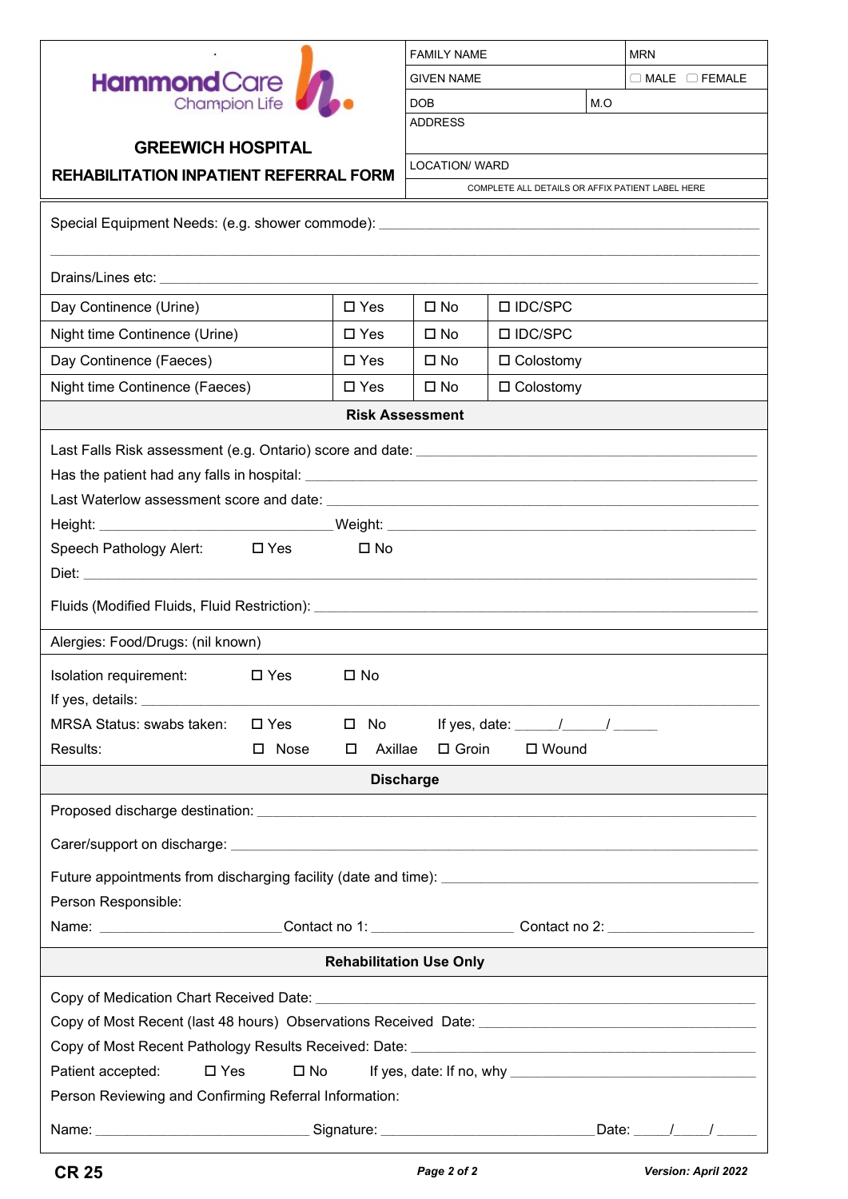HammondCare Champion Life

**GREEWICH HOSPITAL**

**REHABILITATION INPATIENT REFERRAL FORM**

| | |
|---|---|
| FAMILY NAME | MRN |
| GIVEN NAME | ☐ MALE ☐ FEMALE |
| DOB | M.O |
| ADDRESS | |
| LOCATION/ WARD | |
| COMPLETE ALL DETAILS OR AFFIX PATIENT LABEL HERE | |

Special Equipment Needs: (e.g. shower commode): ______________________________________________

______________________________________________________________________________

Drains/Lines etc: ______________________________________________________________

| | | | |
|---|---|---|---|
| Day Continence (Urine) | ☐ Yes | ☐ No | ☐ IDC/SPC |
| Night time Continence (Urine) | ☐ Yes | ☐ No | ☐ IDC/SPC |
| Day Continence (Faeces) | ☐ Yes | ☐ No | ☐ Colostomy |
| Night time Continence (Faeces) | ☐ Yes | ☐ No | ☐ Colostomy |

## Risk Assessment

Last Falls Risk assessment (e.g. Ontario) score and date: ______________________________

Has the patient had any falls in hospital: ______________________________________

Last Waterlow assessment score and date: ______________________________________

Height: ______________________ Weight: ______________________________

Speech Pathology Alert: ☐ Yes ☐ No

Diet: ______________________________________________________________

Fluids (Modified Fluids, Fluid Restriction): ______________________________________

Alergies: Food/Drugs: (nil known)

Isolation requirement: ☐ Yes ☐ No

If yes, details: ______________________________________________________

MRSA Status: swabs taken: ☐ Yes ☐ No If yes, date: _____/_____/ _____

Results: ☐ Nose ☐ Axillae ☐ Groin ☐ Wound

## Discharge

Proposed discharge destination: ______________________________________________

Carer/support on discharge: ______________________________________________

Future appointments from discharging facility (date and time): ______________________________

Person Responsible:

Name: ______________________ Contact no 1: __________________ Contact no 2: __________________

## Rehabilitation Use Only

Copy of Medication Chart Received Date: ______________________________________

Copy of Most Recent (last 48 hours) Observations Received Date: ______________________________

Copy of Most Recent Pathology Results Received: Date: ______________________________

Patient accepted: ☐ Yes ☐ No If yes, date: If no, why ______________________________

Person Reviewing and Confirming Referral Information:

Name: ______________________ Signature: ______________________ Date: _____/_____/ _____

**CR 25** *Version: April 2022*